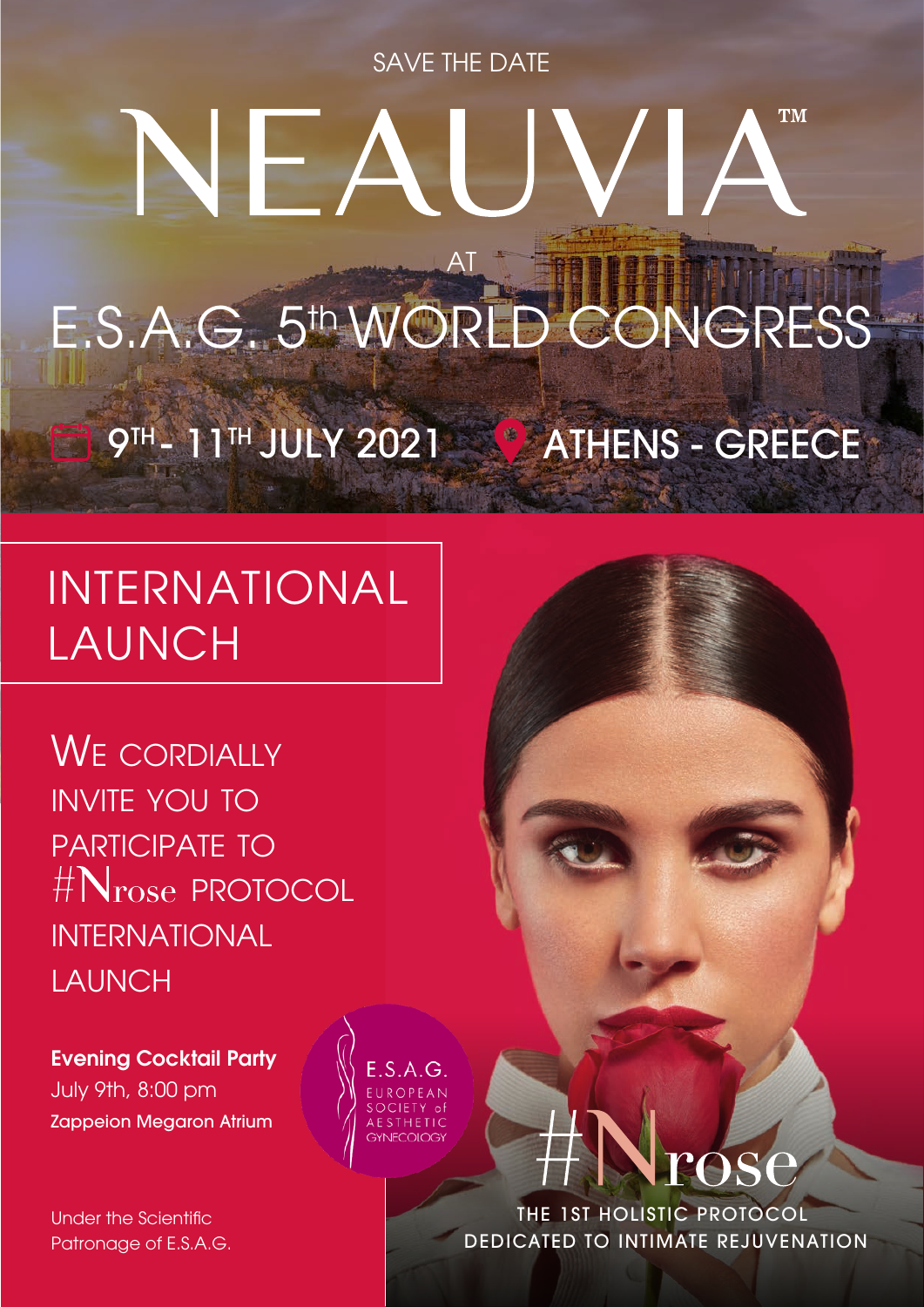SAVE THE DATE

# NEAUVIA™

AT

## E.S.A.G. 5th WORLD CONGRESS

9TH - 11TH JULY 2021 ATHENS - GREECE

## INTERNATIONAL LAUNCH

WE CORDIALLY INVITE YOU TO PARTICIPATE TO #Nrose PROTOCOL INTERNATIONAL LAUNCH

**Evening Cocktail Party**
July 9th, 8:00 pm
Zappeion Megaron Atrium

E.S.A.G.
EUROPEAN SOCIETY of AESTHETIC GYNECOLOGY

Under the Scientific Patronage of E.S.A.G.

#Nrose

THE 1ST HOLISTIC PROTOCOL DEDICATED TO INTIMATE REJUVENATION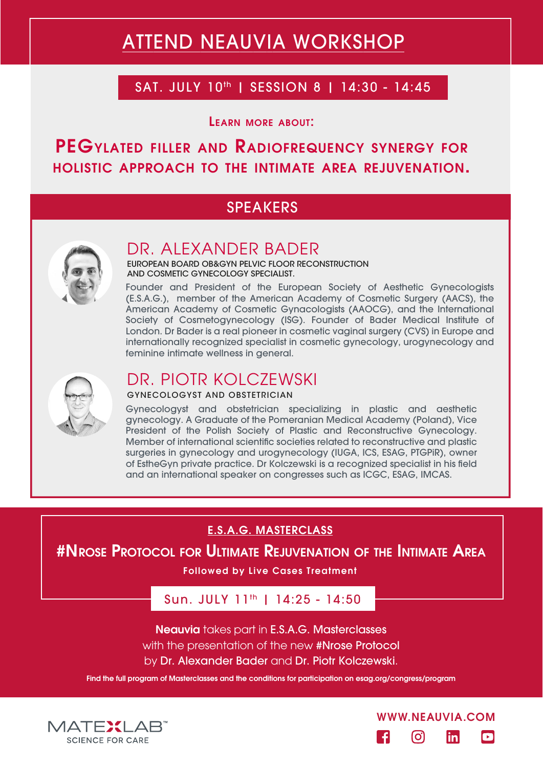# ATTEND NEAUVIA WORKSHOP

**SAT. JULY 10th | SESSION 8 | 14:30 - 14:45**

LEARN MORE ABOUT:

## PEGYLATED FILLER AND RADIOFREQUENCY SYNERGY FOR HOLISTIC APPROACH TO THE INTIMATE AREA REJUVENATION.

## SPEAKERS

### DR. ALEXANDER BADER

EUROPEAN BOARD OB&GYN PELVIC FLOOR RECONSTRUCTION AND COSMETIC GYNECOLOGY SPECIALIST.

Founder and President of the European Society of Aesthetic Gynecologists (E.S.A.G.), member of the American Academy of Cosmetic Surgery (AACS), the American Academy of Cosmetic Gynacologists (AAOCG), and the International Society of Cosmetogynecology (ISG). Founder of Bader Medical Institute of London. Dr Bader is a real pioneer in cosmetic vaginal surgery (CVS) in Europe and internationally recognized specialist in cosmetic gynecology, urogynecology and feminine intimate wellness in general.

### DR. PIOTR KOLCZEWSKI

GYNECOLOGYST AND OBSTETRICIAN

Gynecologyst and obstetrician specializing in plastic and aesthetic gynecology. A Graduate of the Pomeranian Medical Academy (Poland), Vice President of the Polish Society of Plastic and Reconstructive Gynecology. Member of international scientific societies related to reconstructive and plastic surgeries in gynecology and urogynecology (IUGA, ICS, ESAG, PTGPiR), owner of EstheGyn private practice. Dr Kolczewski is a recognized specialist in his field and an international speaker on congresses such as ICGC, ESAG, IMCAS.

## E.S.A.G. MASTERCLASS

### #NROSE PROTOCOL FOR ULTIMATE REJUVENATION OF THE INTIMATE AREA

Followed by Live Cases Treatment

**Sun. JULY 11th | 14:25 - 14:50**

**Neauvia** takes part in **E.S.A.G. Masterclasses** with the presentation of the new **#Nrose Protocol** by **Dr. Alexander Bader** and **Dr. Piotr Kolczewski.**

Find the full program of Masterclasses and the conditions for participation on esag.org/congress/program

MATEXLAB™ SCIENCE FOR CARE

WWW.NEAUVIA.COM